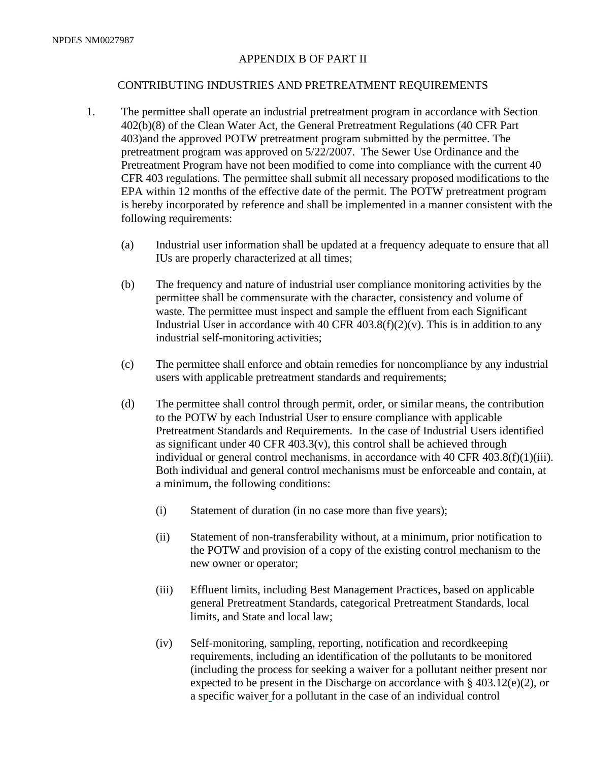## APPENDIX B OF PART II

## CONTRIBUTING INDUSTRIES AND PRETREATMENT REQUIREMENTS

1. The permittee shall operate an industrial pretreatment program in accordance with Section 402(b)(8) of the Clean Water Act, the General Pretreatment Regulations (40 CFR Part 403)and the approved POTW pretreatment program submitted by the permittee. The pretreatment program was approved on 5/22/2007. The Sewer Use Ordinance and the Pretreatment Program have not been modified to come into compliance with the current 40 CFR 403 regulations. The permittee shall submit all necessary proposed modifications to the EPA within 12 months of the effective date of the permit. The POTW pretreatment program is hereby incorporated by reference and shall be implemented in a manner consistent with the following requirements:

   (a) Industrial user information shall be updated at a frequency adequate to ensure that all IUs are properly characterized at all times;

   (b) The frequency and nature of industrial user compliance monitoring activities by the permittee shall be commensurate with the character, consistency and volume of waste. The permittee must inspect and sample the effluent from each Significant Industrial User in accordance with 40 CFR 403.8(f)(2)(v). This is in addition to any industrial self-monitoring activities;

   (c) The permittee shall enforce and obtain remedies for noncompliance by any industrial users with applicable pretreatment standards and requirements;

   (d) The permittee shall control through permit, order, or similar means, the contribution to the POTW by each Industrial User to ensure compliance with applicable Pretreatment Standards and Requirements. In the case of Industrial Users identified as significant under 40 CFR 403.3(v), this control shall be achieved through individual or general control mechanisms, in accordance with 40 CFR 403.8(f)(1)(iii). Both individual and general control mechanisms must be enforceable and contain, at a minimum, the following conditions:

      (i) Statement of duration (in no case more than five years);

      (ii) Statement of non-transferability without, at a minimum, prior notification to the POTW and provision of a copy of the existing control mechanism to the new owner or operator;

      (iii) Effluent limits, including Best Management Practices, based on applicable general Pretreatment Standards, categorical Pretreatment Standards, local limits, and State and local law;

      (iv) Self-monitoring, sampling, reporting, notification and recordkeeping requirements, including an identification of the pollutants to be monitored (including the process for seeking a waiver for a pollutant neither present nor expected to be present in the Discharge on accordance with § 403.12(e)(2), or a specific waiver for a pollutant in the case of an individual control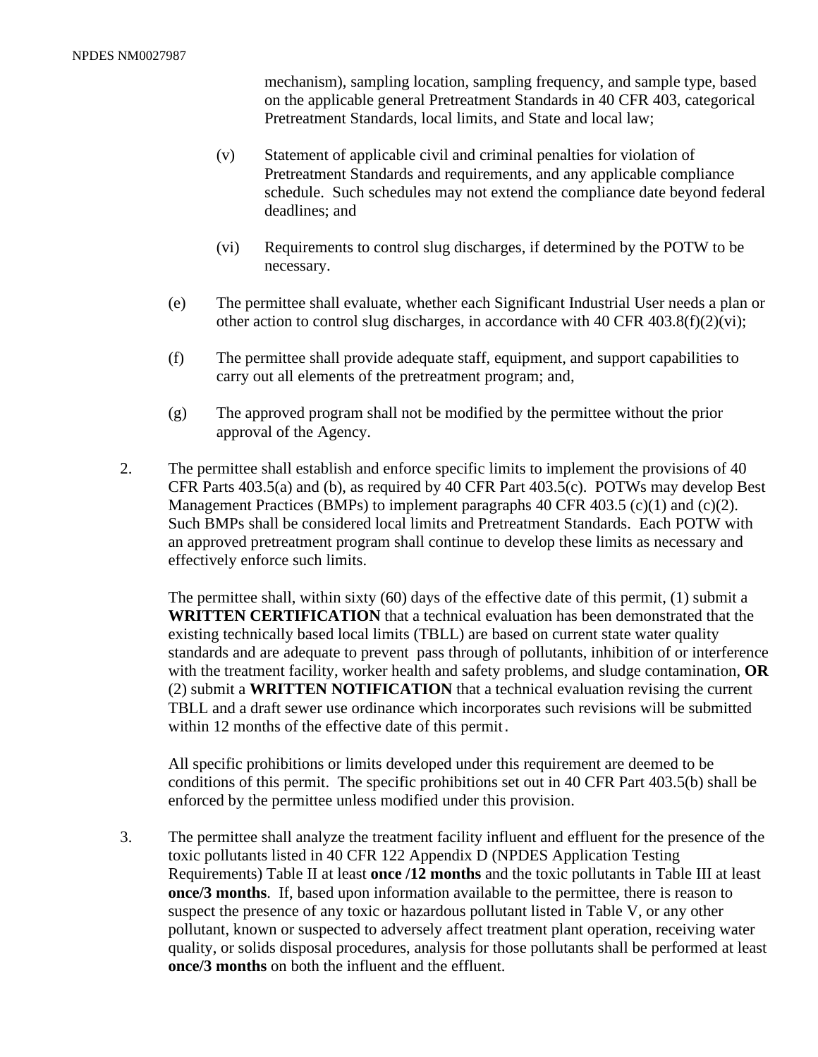mechanism), sampling location, sampling frequency, and sample type, based on the applicable general Pretreatment Standards in 40 CFR 403, categorical Pretreatment Standards, local limits, and State and local law;

(v) Statement of applicable civil and criminal penalties for violation of Pretreatment Standards and requirements, and any applicable compliance schedule. Such schedules may not extend the compliance date beyond federal deadlines; and

(vi) Requirements to control slug discharges, if determined by the POTW to be necessary.

(e) The permittee shall evaluate, whether each Significant Industrial User needs a plan or other action to control slug discharges, in accordance with 40 CFR 403.8(f)(2)(vi);

(f) The permittee shall provide adequate staff, equipment, and support capabilities to carry out all elements of the pretreatment program; and,

(g) The approved program shall not be modified by the permittee without the prior approval of the Agency.

2. The permittee shall establish and enforce specific limits to implement the provisions of 40 CFR Parts 403.5(a) and (b), as required by 40 CFR Part 403.5(c). POTWs may develop Best Management Practices (BMPs) to implement paragraphs 40 CFR 403.5 (c)(1) and (c)(2). Such BMPs shall be considered local limits and Pretreatment Standards. Each POTW with an approved pretreatment program shall continue to develop these limits as necessary and effectively enforce such limits.

   The permittee shall, within sixty (60) days of the effective date of this permit, (1) submit a **WRITTEN CERTIFICATION** that a technical evaluation has been demonstrated that the existing technically based local limits (TBLL) are based on current state water quality standards and are adequate to prevent pass through of pollutants, inhibition of or interference with the treatment facility, worker health and safety problems, and sludge contamination, **OR** (2) submit a **WRITTEN NOTIFICATION** that a technical evaluation revising the current TBLL and a draft sewer use ordinance which incorporates such revisions will be submitted within 12 months of the effective date of this permit.

   All specific prohibitions or limits developed under this requirement are deemed to be conditions of this permit. The specific prohibitions set out in 40 CFR Part 403.5(b) shall be enforced by the permittee unless modified under this provision.

3. The permittee shall analyze the treatment facility influent and effluent for the presence of the toxic pollutants listed in 40 CFR 122 Appendix D (NPDES Application Testing Requirements) Table II at least **once /12 months** and the toxic pollutants in Table III at least **once/3 months**. If, based upon information available to the permittee, there is reason to suspect the presence of any toxic or hazardous pollutant listed in Table V, or any other pollutant, known or suspected to adversely affect treatment plant operation, receiving water quality, or solids disposal procedures, analysis for those pollutants shall be performed at least **once/3 months** on both the influent and the effluent.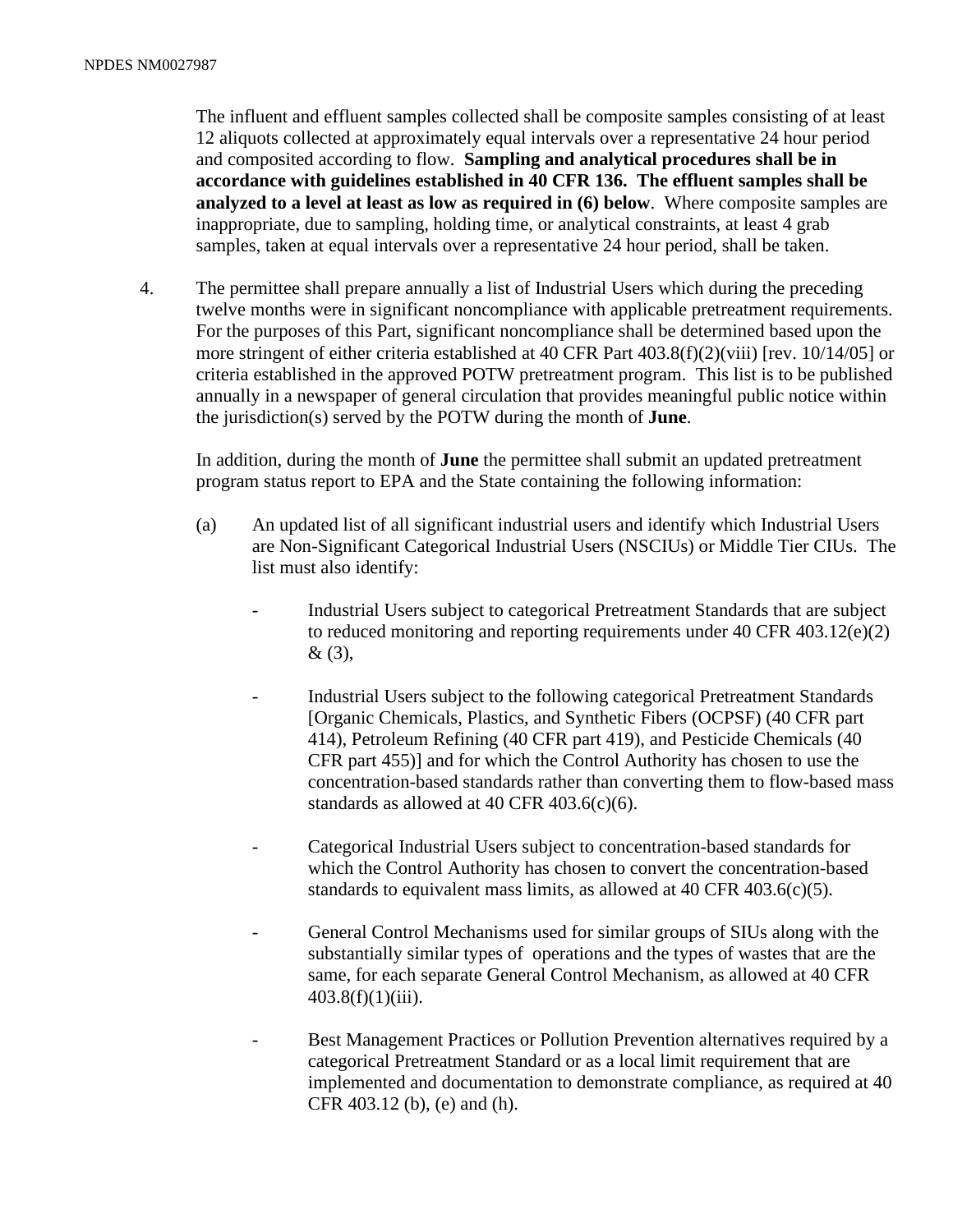The influent and effluent samples collected shall be composite samples consisting of at least 12 aliquots collected at approximately equal intervals over a representative 24 hour period and composited according to flow. **Sampling and analytical procedures shall be in accordance with guidelines established in 40 CFR 136. The effluent samples shall be analyzed to a level at least as low as required in (6) below**. Where composite samples are inappropriate, due to sampling, holding time, or analytical constraints, at least 4 grab samples, taken at equal intervals over a representative 24 hour period, shall be taken.

4. The permittee shall prepare annually a list of Industrial Users which during the preceding twelve months were in significant noncompliance with applicable pretreatment requirements. For the purposes of this Part, significant noncompliance shall be determined based upon the more stringent of either criteria established at 40 CFR Part 403.8(f)(2)(viii) [rev. 10/14/05] or criteria established in the approved POTW pretreatment program. This list is to be published annually in a newspaper of general circulation that provides meaningful public notice within the jurisdiction(s) served by the POTW during the month of **June**.

   In addition, during the month of **June** the permittee shall submit an updated pretreatment program status report to EPA and the State containing the following information:

   (a) An updated list of all significant industrial users and identify which Industrial Users are Non-Significant Categorical Industrial Users (NSCIUs) or Middle Tier CIUs. The list must also identify:

      - Industrial Users subject to categorical Pretreatment Standards that are subject to reduced monitoring and reporting requirements under 40 CFR 403.12(e)(2) & (3),

      - Industrial Users subject to the following categorical Pretreatment Standards [Organic Chemicals, Plastics, and Synthetic Fibers (OCPSF) (40 CFR part 414), Petroleum Refining (40 CFR part 419), and Pesticide Chemicals (40 CFR part 455)] and for which the Control Authority has chosen to use the concentration-based standards rather than converting them to flow-based mass standards as allowed at 40 CFR 403.6(c)(6).

      - Categorical Industrial Users subject to concentration-based standards for which the Control Authority has chosen to convert the concentration-based standards to equivalent mass limits, as allowed at 40 CFR 403.6(c)(5).

      - General Control Mechanisms used for similar groups of SIUs along with the substantially similar types of operations and the types of wastes that are the same, for each separate General Control Mechanism, as allowed at 40 CFR 403.8(f)(1)(iii).

      - Best Management Practices or Pollution Prevention alternatives required by a categorical Pretreatment Standard or as a local limit requirement that are implemented and documentation to demonstrate compliance, as required at 40 CFR 403.12 (b), (e) and (h).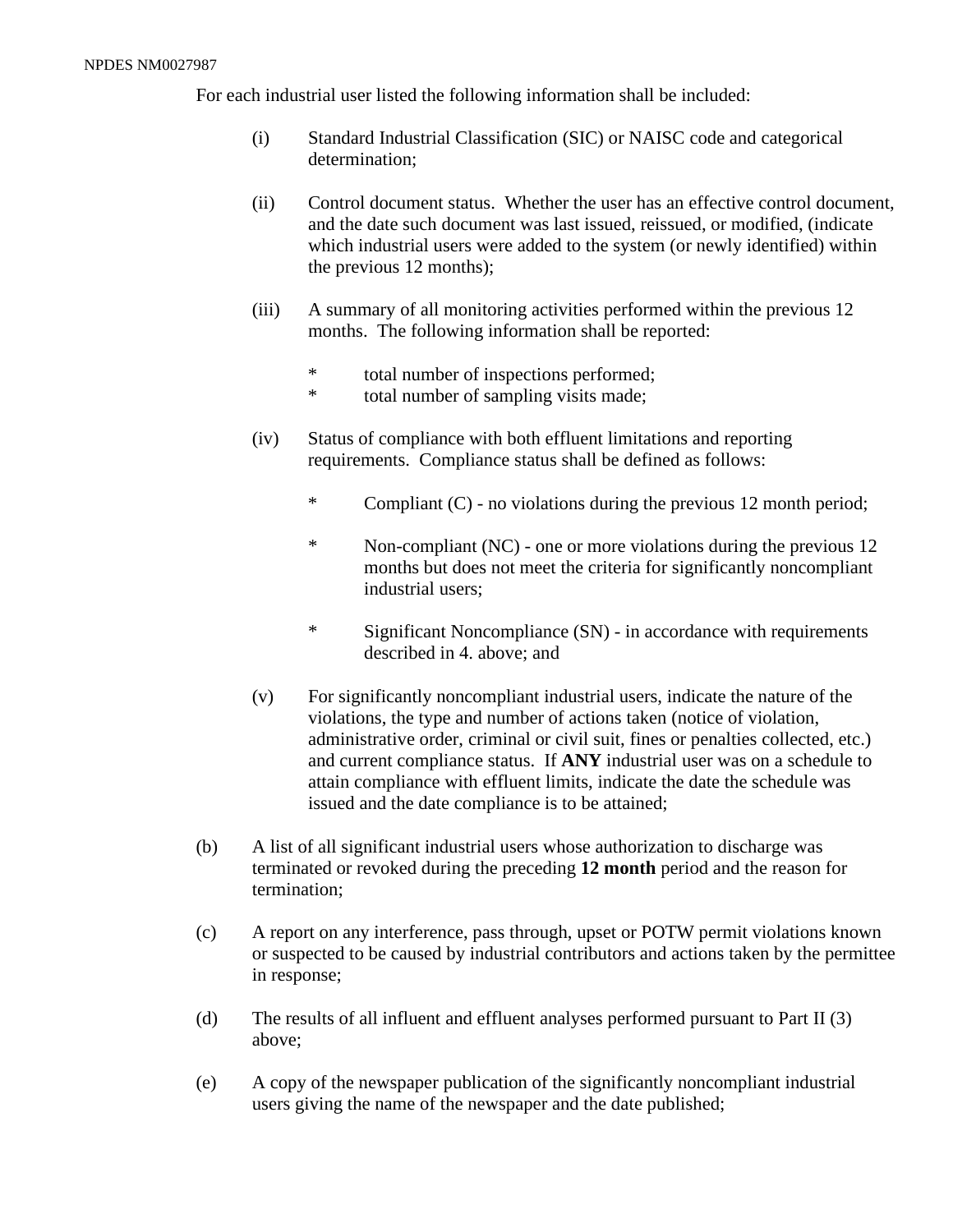For each industrial user listed the following information shall be included:

(i) Standard Industrial Classification (SIC) or NAISC code and categorical determination;

(ii) Control document status. Whether the user has an effective control document, and the date such document was last issued, reissued, or modified, (indicate which industrial users were added to the system (or newly identified) within the previous 12 months);

(iii) A summary of all monitoring activities performed within the previous 12 months. The following information shall be reported:

  * total number of inspections performed;
  * total number of sampling visits made;

(iv) Status of compliance with both effluent limitations and reporting requirements. Compliance status shall be defined as follows:

  * Compliant (C) - no violations during the previous 12 month period;

  * Non-compliant (NC) - one or more violations during the previous 12 months but does not meet the criteria for significantly noncompliant industrial users;

  * Significant Noncompliance (SN) - in accordance with requirements described in 4. above; and

(v) For significantly noncompliant industrial users, indicate the nature of the violations, the type and number of actions taken (notice of violation, administrative order, criminal or civil suit, fines or penalties collected, etc.) and current compliance status. If **ANY** industrial user was on a schedule to attain compliance with effluent limits, indicate the date the schedule was issued and the date compliance is to be attained;

(b) A list of all significant industrial users whose authorization to discharge was terminated or revoked during the preceding **12 month** period and the reason for termination;

(c) A report on any interference, pass through, upset or POTW permit violations known or suspected to be caused by industrial contributors and actions taken by the permittee in response;

(d) The results of all influent and effluent analyses performed pursuant to Part II (3) above;

(e) A copy of the newspaper publication of the significantly noncompliant industrial users giving the name of the newspaper and the date published;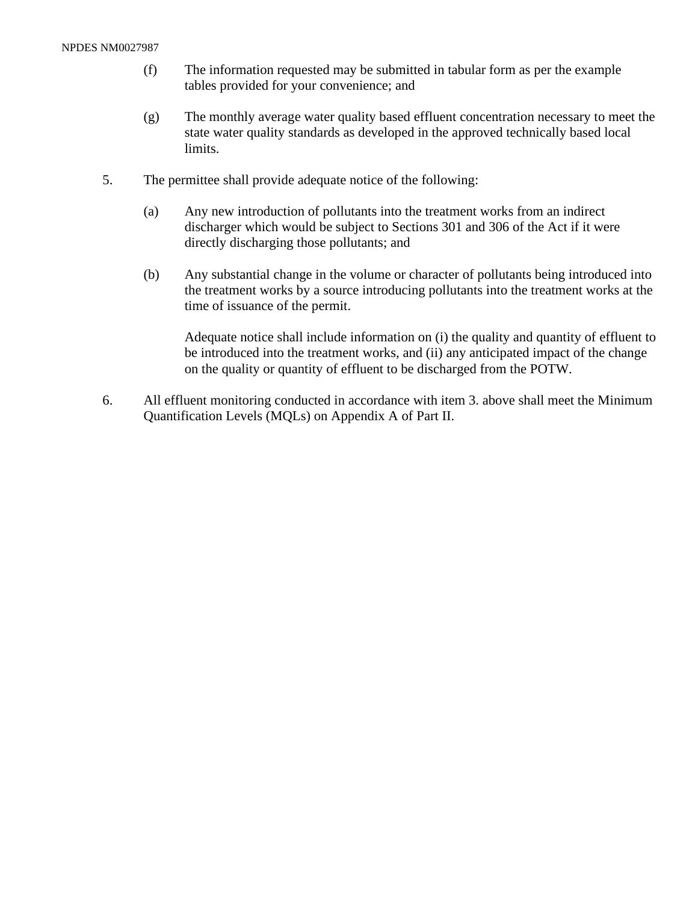(f) The information requested may be submitted in tabular form as per the example tables provided for your convenience; and

(g) The monthly average water quality based effluent concentration necessary to meet the state water quality standards as developed in the approved technically based local limits.

5. The permittee shall provide adequate notice of the following:

   (a) Any new introduction of pollutants into the treatment works from an indirect discharger which would be subject to Sections 301 and 306 of the Act if it were directly discharging those pollutants; and

   (b) Any substantial change in the volume or character of pollutants being introduced into the treatment works by a source introducing pollutants into the treatment works at the time of issuance of the permit.

   Adequate notice shall include information on (i) the quality and quantity of effluent to be introduced into the treatment works, and (ii) any anticipated impact of the change on the quality or quantity of effluent to be discharged from the POTW.

6. All effluent monitoring conducted in accordance with item 3. above shall meet the Minimum Quantification Levels (MQLs) on Appendix A of Part II.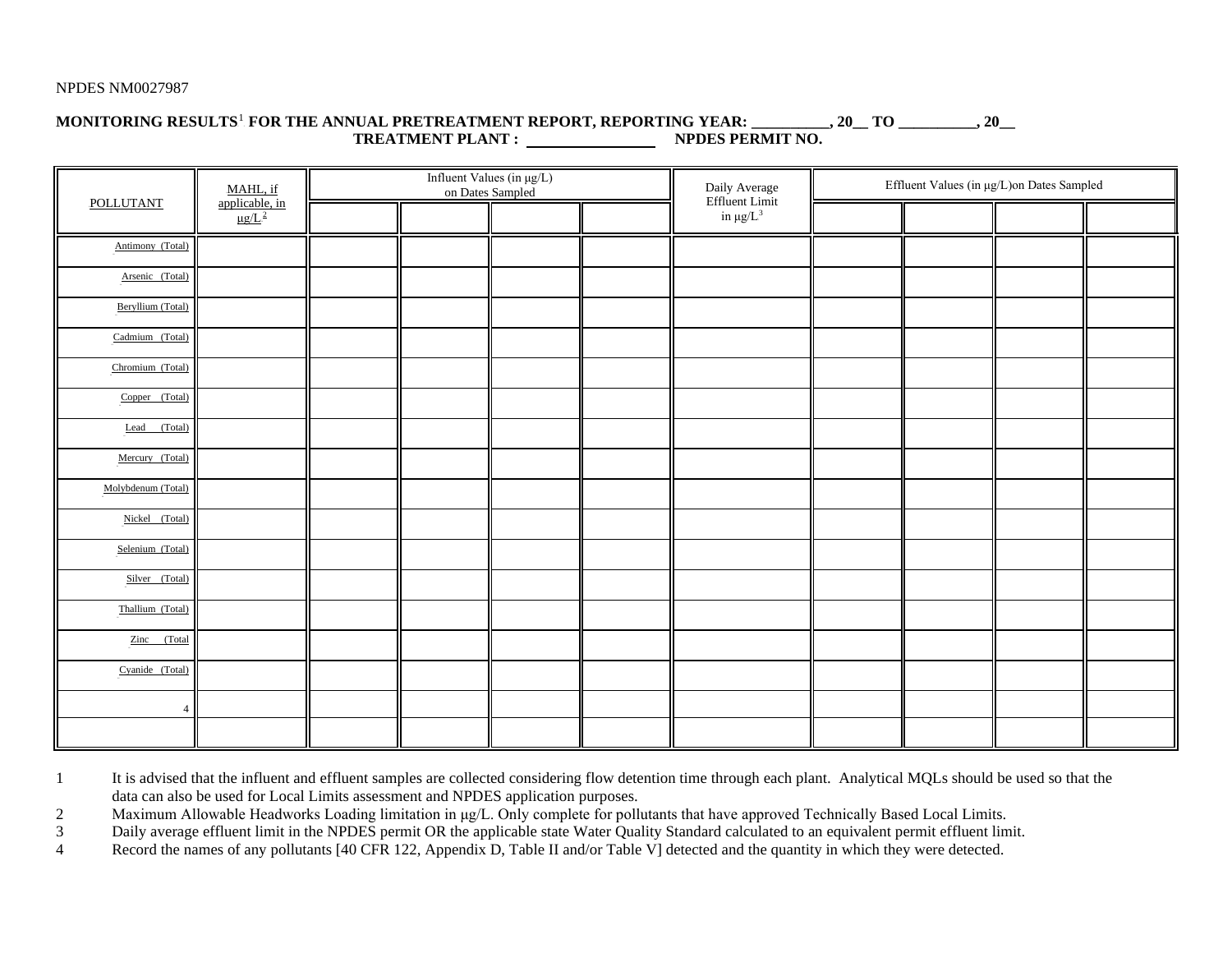NPDES NM0027987

**MONITORING RESULTS[1] FOR THE ANNUAL PRETREATMENT REPORT, REPORTING YEAR: __________, 20__ TO __________, 20__**
**TREATMENT PLANT : ________________ NPDES PERMIT NO.**

| POLLUTANT | MAHL, if applicable, in μg/L[2] | Influent Values (in μg/L) on Dates Sampled | | | | Daily Average Effluent Limit in μg/L[3] | Effluent Values (in μg/L)on Dates Sampled | | | |
|---|---|---|---|---|---|---|---|---|---|---|
| | | | | | | | | | | |
| Antimony (Total) | | | | | | | | | | |
| Arsenic (Total) | | | | | | | | | | |
| Beryllium (Total) | | | | | | | | | | |
| Cadmium (Total) | | | | | | | | | | |
| Chromium (Total) | | | | | | | | | | |
| Copper (Total) | | | | | | | | | | |
| Lead (Total) | | | | | | | | | | |
| Mercury (Total) | | | | | | | | | | |
| Molybdenum (Total) | | | | | | | | | | |
| Nickel (Total) | | | | | | | | | | |
| Selenium (Total) | | | | | | | | | | |
| Silver (Total) | | | | | | | | | | |
| Thallium (Total) | | | | | | | | | | |
| Zinc (Total | | | | | | | | | | |
| Cyanide (Total) | | | | | | | | | | |
| 4 | | | | | | | | | | |
| | | | | | | | | | | |

1 It is advised that the influent and effluent samples are collected considering flow detention time through each plant. Analytical MQLs should be used so that the data can also be used for Local Limits assessment and NPDES application purposes.

2 Maximum Allowable Headworks Loading limitation in μg/L. Only complete for pollutants that have approved Technically Based Local Limits.

3 Daily average effluent limit in the NPDES permit OR the applicable state Water Quality Standard calculated to an equivalent permit effluent limit.

4 Record the names of any pollutants [40 CFR 122, Appendix D, Table II and/or Table V] detected and the quantity in which they were detected.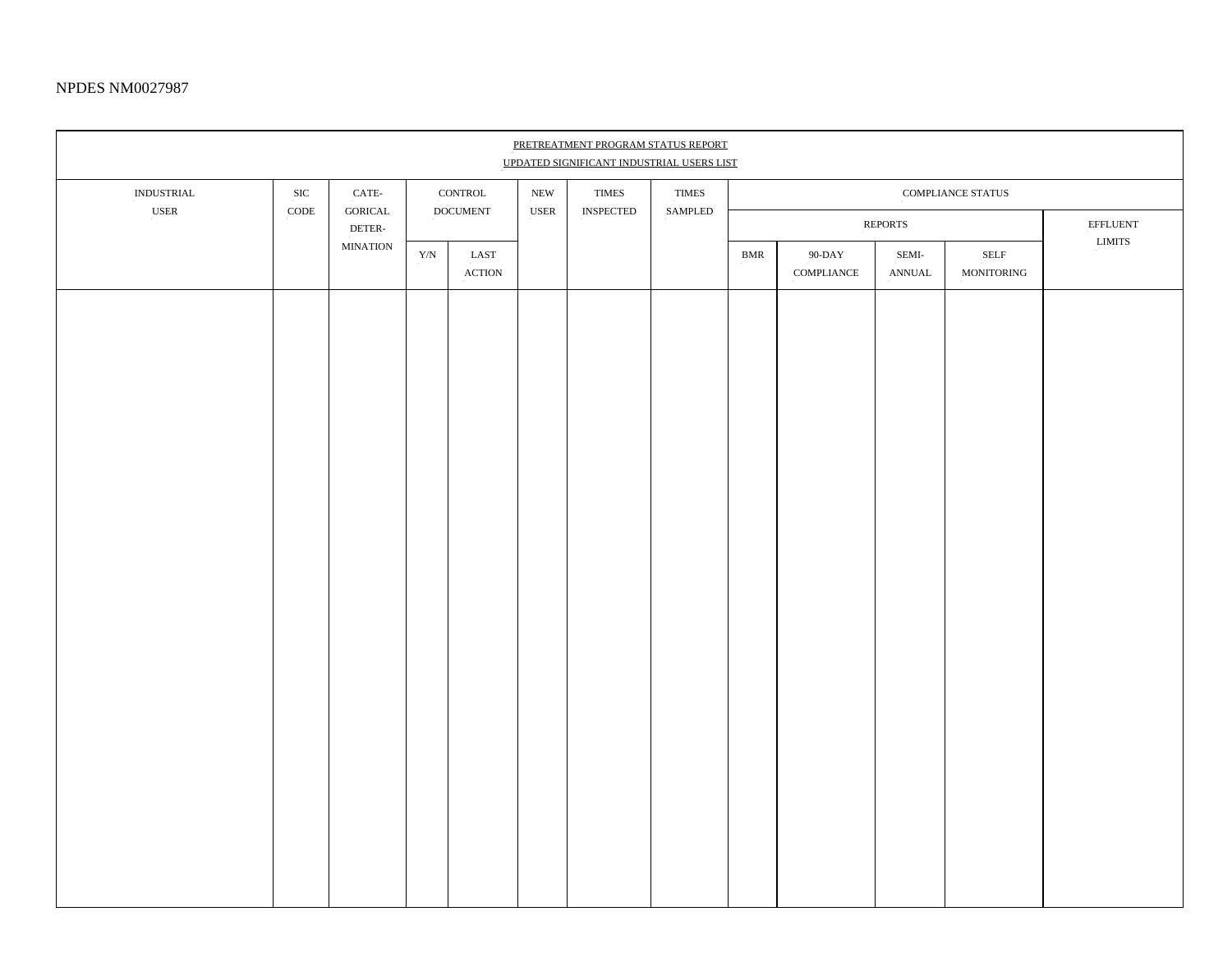NPDES NM0027987

PRETREATMENT PROGRAM STATUS REPORT

UPDATED SIGNIFICANT INDUSTRIAL USERS LIST

| INDUSTRIAL USER | SIC CODE | CATE-GORICAL DETER-MINATION | CONTROL DOCUMENT | | NEW USER | TIMES INSPECTED | TIMES SAMPLED | COMPLIANCE STATUS | | | | |
|---|---|---|---|---|---|---|---|---|---|---|---|---|
| | | | | | | | | REPORTS | | | | EFFLUENT LIMITS |
| | | | Y/N | LAST ACTION | | | | BMR | 90-DAY COMPLIANCE | SEMI-ANNUAL | SELF MONITORING | |
| | | | | | | | | | | | | |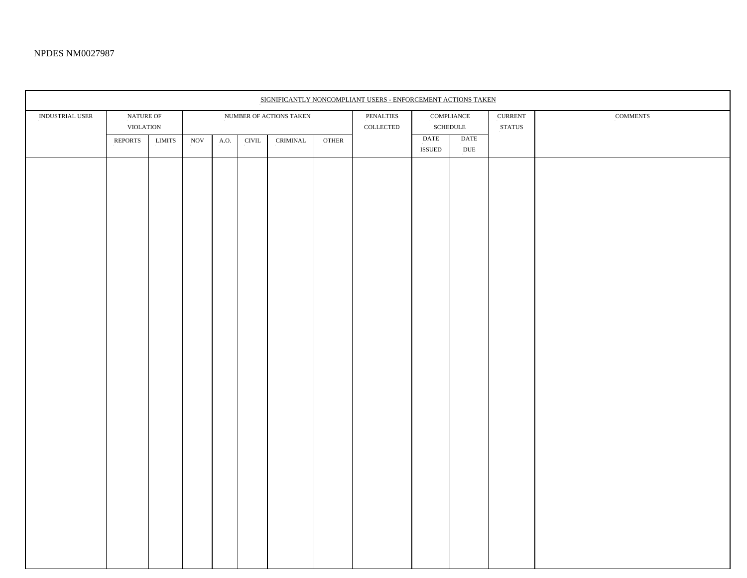NPDES NM0027987

| SIGNIFICANTLY NONCOMPLIANT USERS - ENFORCEMENT ACTIONS TAKEN | | | | | | | | | | | | | |
|---|---|---|---|---|---|---|---|---|---|---|---|---|---|
| INDUSTRIAL USER | NATURE OF VIOLATION | | NUMBER OF ACTIONS TAKEN | | | | | PENALTIES COLLECTED | COMPLIANCE SCHEDULE | | CURRENT STATUS | COMMENTS |
| | REPORTS | LIMITS | NOV | A.O. | CIVIL | CRIMINAL | OTHER | | DATE ISSUED | DATE DUE | | |
| | | | | | | | | | | | | |